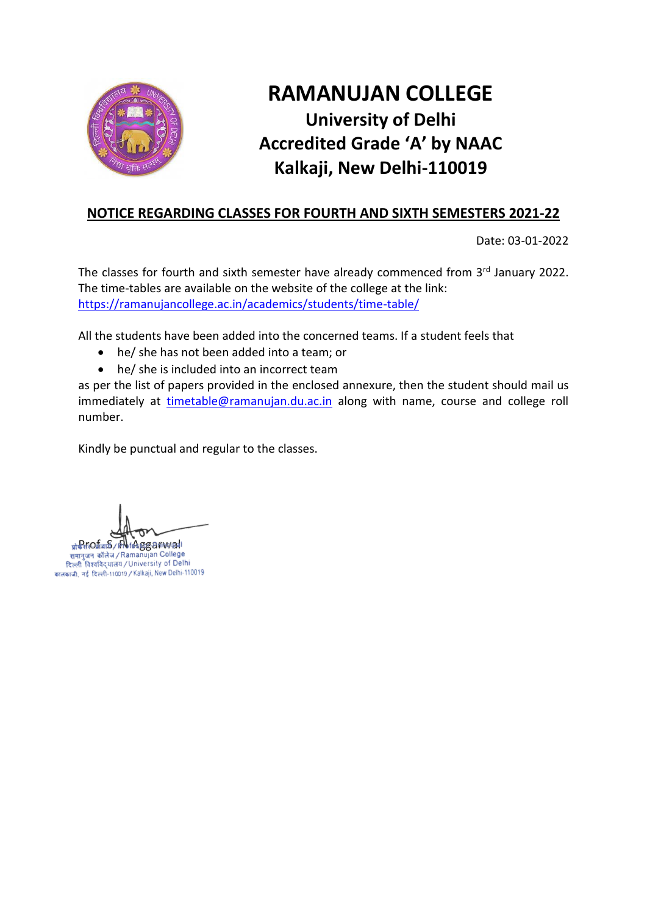# RAMANUJAN COLLEGE

## University of Delhi
## Accredited Grade 'A' by NAAC
## Kalkaji, New Delhi-110019

**NOTICE REGARDING CLASSES FOR FOURTH AND SIXTH SEMESTERS 2021-22**

Date: 03-01-2022

The classes for fourth and sixth semester have already commenced from 3rd January 2022. The time-tables are available on the website of the college at the link: https://ramanujancollege.ac.in/academics/students/time-table/

All the students have been added into the concerned teams. If a student feels that

- he/ she has not been added into a team; or
- he/ she is included into an incorrect team

as per the list of papers provided in the enclosed annexure, then the student should mail us immediately at timetable@ramanujan.du.ac.in along with name, course and college roll number.

Kindly be punctual and regular to the classes.

Prof. S. P. Aggarwal

प्राचार्य / Principal
रामानुजन कॉलेज / Ramanujan College
दिल्ली विश्वविद्यालय / University of Delhi
कालकाजी, नई दिल्ली-110019 / Kalkaji, New Delhi-110019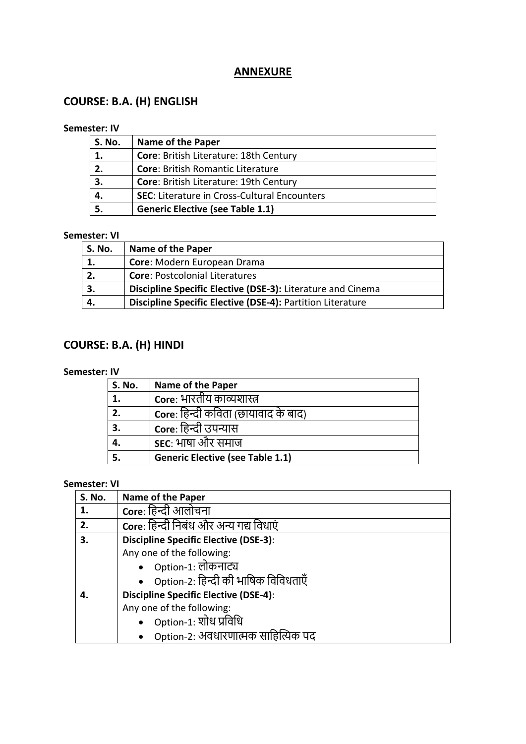# ANNEXURE

## COURSE: B.A. (H) ENGLISH

**Semester: IV**

| S. No. | Name of the Paper |
|---|---|
| 1. | **Core**: British Literature: 18th Century |
| 2. | **Core**: British Romantic Literature |
| 3. | **Core**: British Literature: 19th Century |
| 4. | **SEC**: Literature in Cross-Cultural Encounters |
| 5. | **Generic Elective (see Table 1.1)** |

**Semester: VI**

| S. No. | Name of the Paper |
|---|---|
| 1. | **Core**: Modern European Drama |
| 2. | **Core**: Postcolonial Literatures |
| 3. | **Discipline Specific Elective (DSE-3):** Literature and Cinema |
| 4. | **Discipline Specific Elective (DSE-4):** Partition Literature |

## COURSE: B.A. (H) HINDI

**Semester: IV**

| S. No. | Name of the Paper |
|---|---|
| 1. | **Core**: भारतीय काव्यशास्त्र |
| 2. | **Core**: हिन्दी कविता (छायावाद के बाद) |
| 3. | **Core**: हिन्दी उपन्यास |
| 4. | **SEC**: भाषा और समाज |
| 5. | **Generic Elective (see Table 1.1)** |

**Semester: VI**

| S. No. | Name of the Paper |
|---|---|
| 1. | **Core**: हिन्दी आलोचना |
| 2. | **Core**: हिन्दी निबंध और अन्य गद्य विधाएं |
| 3. | **Discipline Specific Elective (DSE-3)**: Any one of the following: <br>• Option-1: लोकनाट्य <br>• Option-2: हिन्दी की भाषिक विविधताएँ |
| 4. | **Discipline Specific Elective (DSE-4)**: Any one of the following: <br>• Option-1: शोध प्रविधि <br>• Option-2: अवधारणात्मक साहित्यिक पद |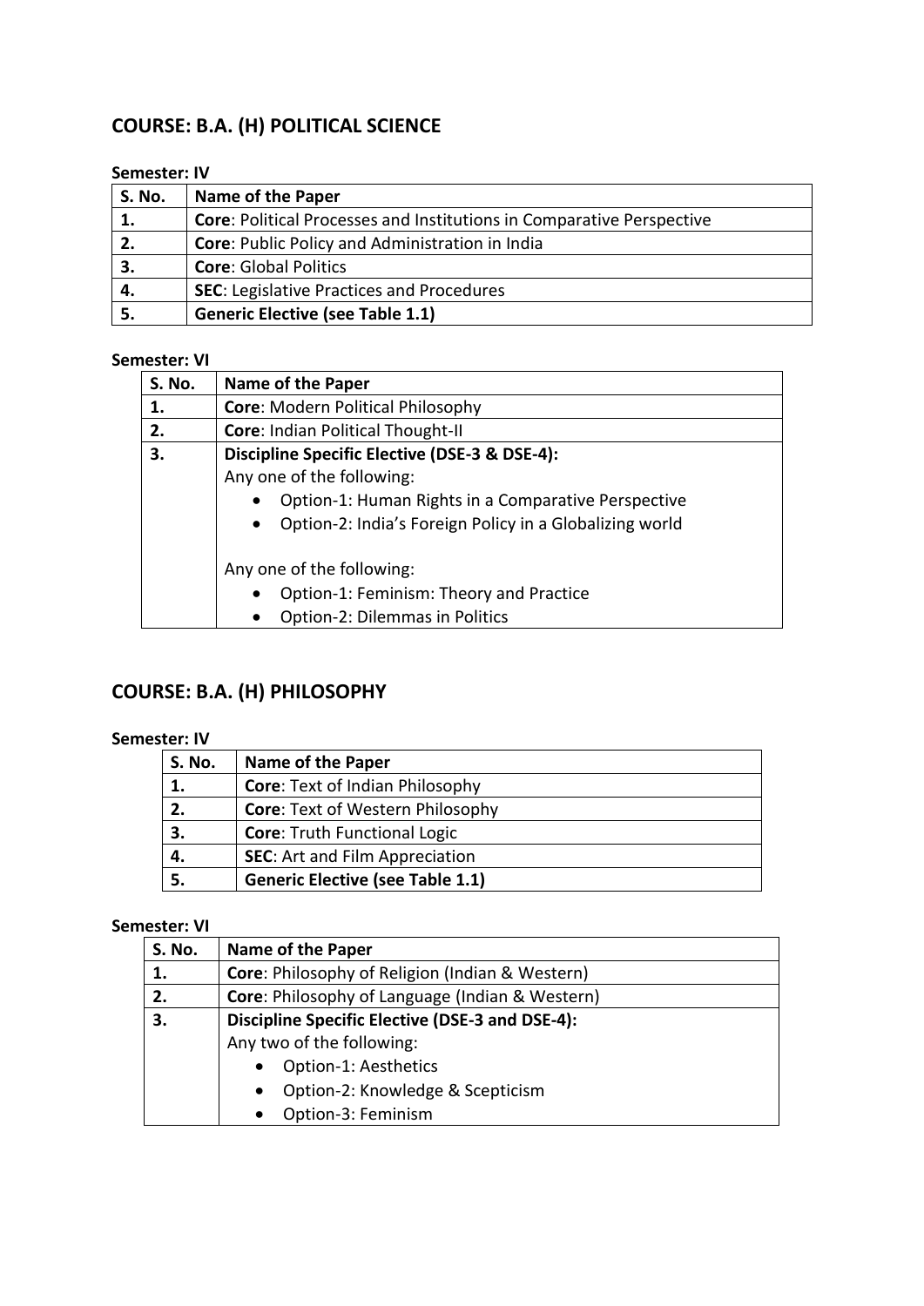## COURSE: B.A. (H) POLITICAL SCIENCE

**Semester: IV**

| S. No. | Name of the Paper |
|---|---|
| **1.** | **Core**: Political Processes and Institutions in Comparative Perspective |
| **2.** | **Core**: Public Policy and Administration in India |
| **3.** | **Core**: Global Politics |
| **4.** | **SEC**: Legislative Practices and Procedures |
| **5.** | **Generic Elective (see Table 1.1)** |

**Semester: VI**

| S. No. | Name of the Paper |
|---|---|
| **1.** | **Core**: Modern Political Philosophy |
| **2.** | **Core**: Indian Political Thought-II |
| **3.** | **Discipline Specific Elective (DSE-3 & DSE-4):** <br> Any one of the following: <br> • Option-1: Human Rights in a Comparative Perspective <br> • Option-2: India's Foreign Policy in a Globalizing world <br><br> Any one of the following: <br> • Option-1: Feminism: Theory and Practice <br> • Option-2: Dilemmas in Politics |

## COURSE: B.A. (H) PHILOSOPHY

**Semester: IV**

| S. No. | Name of the Paper |
|---|---|
| **1.** | **Core**: Text of Indian Philosophy |
| **2.** | **Core**: Text of Western Philosophy |
| **3.** | **Core**: Truth Functional Logic |
| **4.** | **SEC**: Art and Film Appreciation |
| **5.** | **Generic Elective (see Table 1.1)** |

**Semester: VI**

| S. No. | Name of the Paper |
|---|---|
| **1.** | **Core**: Philosophy of Religion (Indian & Western) |
| **2.** | **Core**: Philosophy of Language (Indian & Western) |
| **3.** | **Discipline Specific Elective (DSE-3 and DSE-4):** <br> Any two of the following: <br> • Option-1: Aesthetics <br> • Option-2: Knowledge & Scepticism <br> • Option-3: Feminism |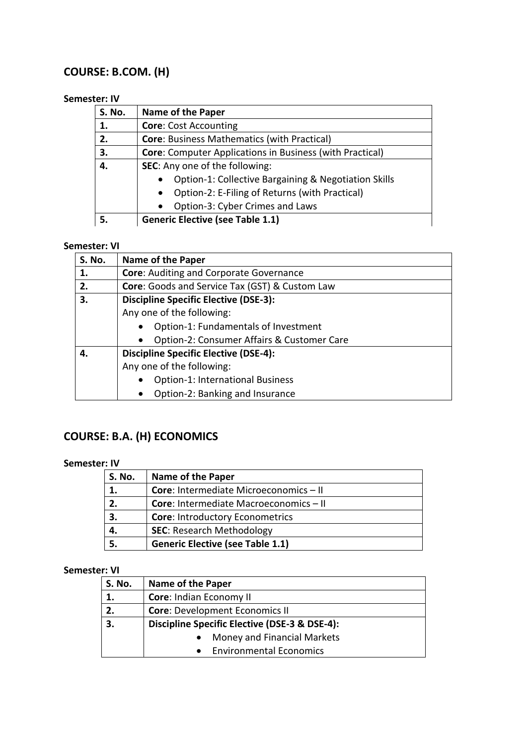## COURSE: B.COM. (H)

**Semester: IV**

| S. No. | Name of the Paper |
|---|---|
| **1.** | **Core**: Cost Accounting |
| **2.** | **Core**: Business Mathematics (with Practical) |
| **3.** | **Core**: Computer Applications in Business (with Practical) |
| **4.** | **SEC**: Any one of the following:<br>• Option-1: Collective Bargaining & Negotiation Skills<br>• Option-2: E-Filing of Returns (with Practical)<br>• Option-3: Cyber Crimes and Laws |
| **5.** | **Generic Elective (see Table 1.1)** |

**Semester: VI**

| S. No. | Name of the Paper |
|---|---|
| **1.** | **Core**: Auditing and Corporate Governance |
| **2.** | **Core**: Goods and Service Tax (GST) & Custom Law |
| **3.** | **Discipline Specific Elective (DSE-3):**<br>Any one of the following:<br>• Option-1: Fundamentals of Investment<br>• Option-2: Consumer Affairs & Customer Care |
| **4.** | **Discipline Specific Elective (DSE-4):**<br>Any one of the following:<br>• Option-1: International Business<br>• Option-2: Banking and Insurance |

## COURSE: B.A. (H) ECONOMICS

**Semester: IV**

| S. No. | Name of the Paper |
|---|---|
| **1.** | **Core**: Intermediate Microeconomics – II |
| **2.** | **Core**: Intermediate Macroeconomics – II |
| **3.** | **Core**: Introductory Econometrics |
| **4.** | **SEC**: Research Methodology |
| **5.** | **Generic Elective (see Table 1.1)** |

**Semester: VI**

| S. No. | Name of the Paper |
|---|---|
| **1.** | **Core**: Indian Economy II |
| **2.** | **Core**: Development Economics II |
| **3.** | **Discipline Specific Elective (DSE-3 & DSE-4):**<br>• Money and Financial Markets<br>• Environmental Economics |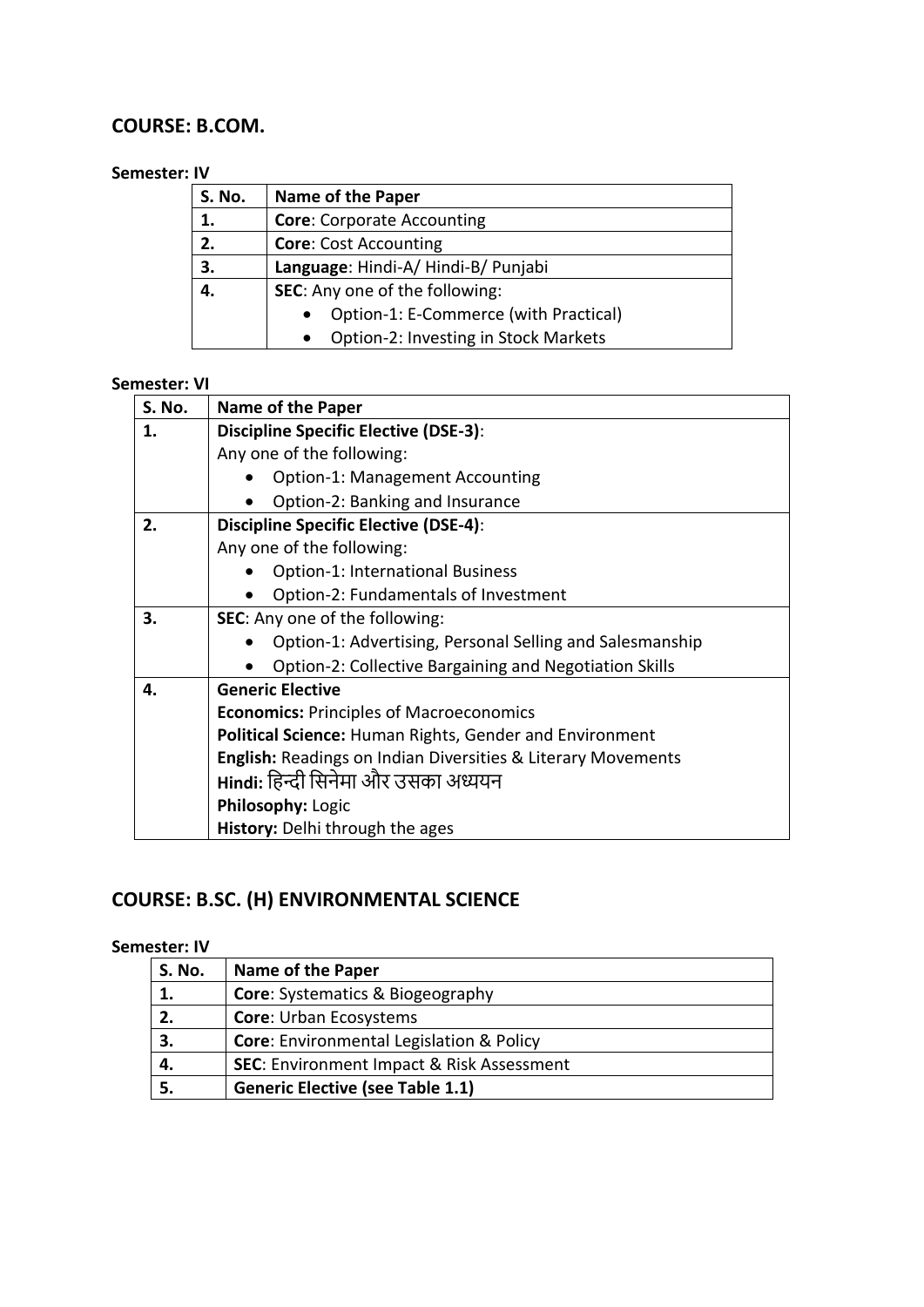## COURSE: B.COM.

**Semester: IV**

| S. No. | Name of the Paper |
|---|---|
| **1.** | **Core**: Corporate Accounting |
| **2.** | **Core**: Cost Accounting |
| **3.** | **Language**: Hindi-A/ Hindi-B/ Punjabi |
| **4.** | **SEC**: Any one of the following:<br>• Option-1: E-Commerce (with Practical)<br>• Option-2: Investing in Stock Markets |

**Semester: VI**

| S. No. | Name of the Paper |
|---|---|
| **1.** | **Discipline Specific Elective (DSE-3)**:<br>Any one of the following:<br>• Option-1: Management Accounting<br>• Option-2: Banking and Insurance |
| **2.** | **Discipline Specific Elective (DSE-4)**:<br>Any one of the following:<br>• Option-1: International Business<br>• Option-2: Fundamentals of Investment |
| **3.** | **SEC**: Any one of the following:<br>• Option-1: Advertising, Personal Selling and Salesmanship<br>• Option-2: Collective Bargaining and Negotiation Skills |
| **4.** | **Generic Elective**<br>**Economics:** Principles of Macroeconomics<br>**Political Science:** Human Rights, Gender and Environment<br>**English:** Readings on Indian Diversities & Literary Movements<br>**Hindi:** हिन्दी सिनेमा और उसका अध्ययन<br>**Philosophy:** Logic<br>**History:** Delhi through the ages |

## COURSE: B.SC. (H) ENVIRONMENTAL SCIENCE

**Semester: IV**

| S. No. | Name of the Paper |
|---|---|
| **1.** | **Core**: Systematics & Biogeography |
| **2.** | **Core**: Urban Ecosystems |
| **3.** | **Core**: Environmental Legislation & Policy |
| **4.** | **SEC**: Environment Impact & Risk Assessment |
| **5.** | **Generic Elective (see Table 1.1)** |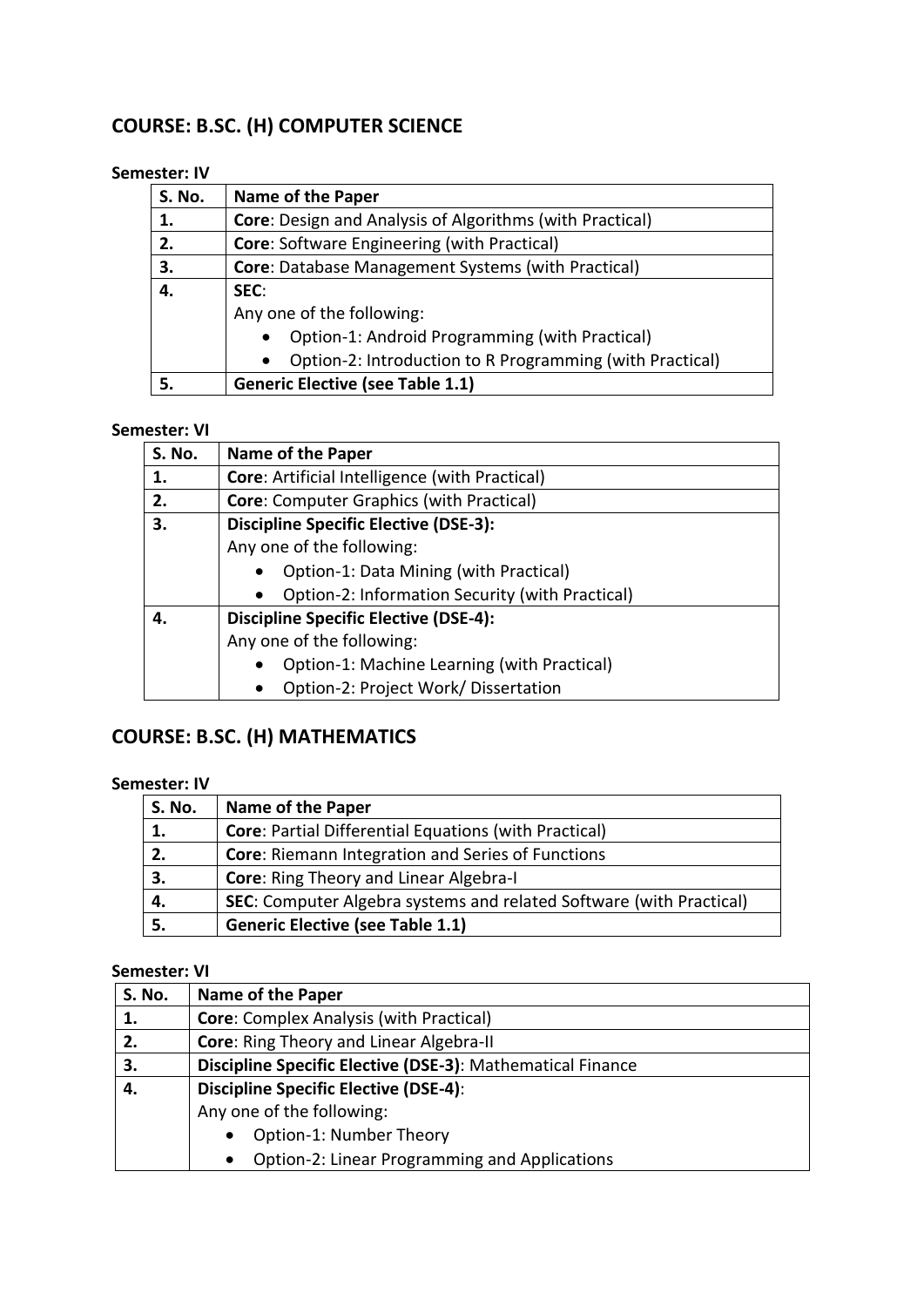## COURSE: B.SC. (H) COMPUTER SCIENCE

**Semester: IV**

| S. No. | Name of the Paper |
|---|---|
| **1.** | **Core**: Design and Analysis of Algorithms (with Practical) |
| **2.** | **Core**: Software Engineering (with Practical) |
| **3.** | **Core**: Database Management Systems (with Practical) |
| **4.** | **SEC**:<br>Any one of the following:<br>• Option-1: Android Programming (with Practical)<br>• Option-2: Introduction to R Programming (with Practical) |
| **5.** | **Generic Elective (see Table 1.1)** |

**Semester: VI**

| S. No. | Name of the Paper |
|---|---|
| **1.** | **Core**: Artificial Intelligence (with Practical) |
| **2.** | **Core**: Computer Graphics (with Practical) |
| **3.** | **Discipline Specific Elective (DSE-3):**<br>Any one of the following:<br>• Option-1: Data Mining (with Practical)<br>• Option-2: Information Security (with Practical) |
| **4.** | **Discipline Specific Elective (DSE-4):**<br>Any one of the following:<br>• Option-1: Machine Learning (with Practical)<br>• Option-2: Project Work/ Dissertation |

## COURSE: B.SC. (H) MATHEMATICS

**Semester: IV**

| S. No. | Name of the Paper |
|---|---|
| **1.** | **Core**: Partial Differential Equations (with Practical) |
| **2.** | **Core**: Riemann Integration and Series of Functions |
| **3.** | **Core**: Ring Theory and Linear Algebra-I |
| **4.** | **SEC**: Computer Algebra systems and related Software (with Practical) |
| **5.** | **Generic Elective (see Table 1.1)** |

**Semester: VI**

| S. No. | Name of the Paper |
|---|---|
| **1.** | **Core**: Complex Analysis (with Practical) |
| **2.** | **Core**: Ring Theory and Linear Algebra-II |
| **3.** | **Discipline Specific Elective (DSE-3)**: Mathematical Finance |
| **4.** | **Discipline Specific Elective (DSE-4)**:<br>Any one of the following:<br>• Option-1: Number Theory<br>• Option-2: Linear Programming and Applications |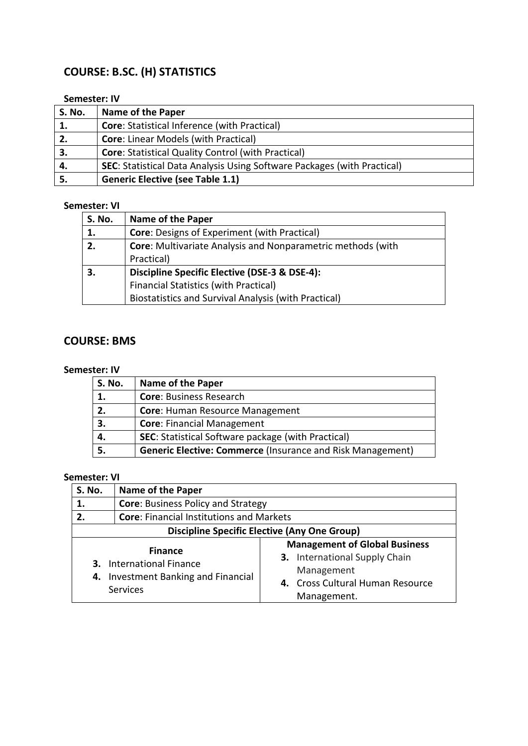## COURSE: B.SC. (H) STATISTICS

**Semester: IV**

| S. No. | Name of the Paper |
|---|---|
| 1. | **Core**: Statistical Inference (with Practical) |
| 2. | **Core**: Linear Models (with Practical) |
| 3. | **Core**: Statistical Quality Control (with Practical) |
| 4. | **SEC**: Statistical Data Analysis Using Software Packages (with Practical) |
| 5. | **Generic Elective (see Table 1.1)** |

**Semester: VI**

| S. No. | Name of the Paper |
|---|---|
| 1. | **Core**: Designs of Experiment (with Practical) |
| 2. | **Core**: Multivariate Analysis and Nonparametric methods (with Practical) |
| 3. | **Discipline Specific Elective (DSE-3 & DSE-4):** Financial Statistics (with Practical) Biostatistics and Survival Analysis (with Practical) |

## COURSE: BMS

**Semester: IV**

| S. No. | Name of the Paper |
|---|---|
| 1. | **Core**: Business Research |
| 2. | **Core**: Human Resource Management |
| 3. | **Core**: Financial Management |
| 4. | **SEC**: Statistical Software package (with Practical) |
| 5. | **Generic Elective: Commerce** (Insurance and Risk Management) |

**Semester: VI**

| S. No. | Name of the Paper | |
|---|---|---|
| 1. | **Core**: Business Policy and Strategy | |
| 2. | **Core**: Financial Institutions and Markets | |
| **Discipline Specific Elective (Any One Group)** | | |
| | **Finance**<br>**3.** International Finance<br>**4.** Investment Banking and Financial Services | **Management of Global Business**<br>**3.** International Supply Chain Management<br>**4.** Cross Cultural Human Resource Management. |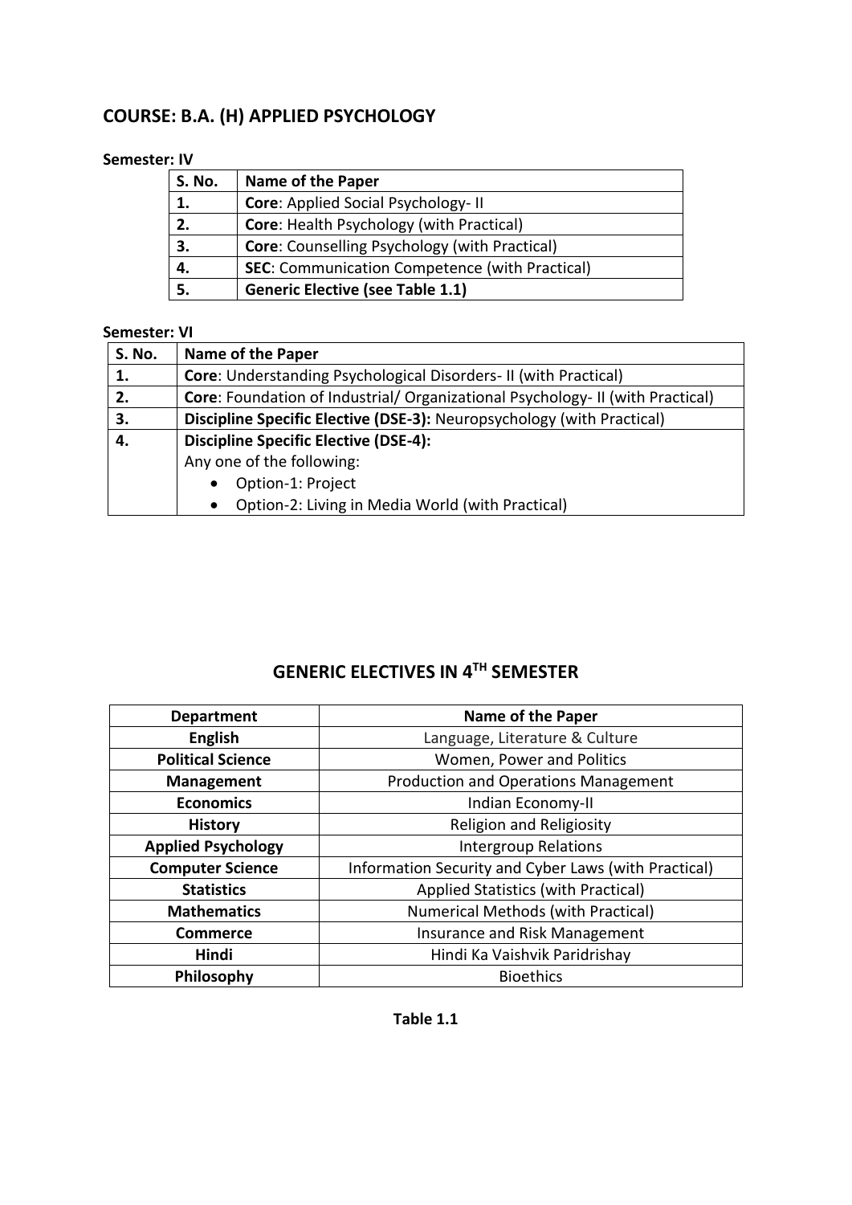## COURSE: B.A. (H) APPLIED PSYCHOLOGY

**Semester: IV**

| S. No. | Name of the Paper |
|---|---|
| **1.** | **Core**: Applied Social Psychology- II |
| **2.** | **Core**: Health Psychology (with Practical) |
| **3.** | **Core**: Counselling Psychology (with Practical) |
| **4.** | **SEC**: Communication Competence (with Practical) |
| **5.** | **Generic Elective (see Table 1.1)** |

**Semester: VI**

| S. No. | Name of the Paper |
|---|---|
| **1.** | **Core**: Understanding Psychological Disorders- II (with Practical) |
| **2.** | **Core**: Foundation of Industrial/ Organizational Psychology- II (with Practical) |
| **3.** | **Discipline Specific Elective (DSE-3):** Neuropsychology (with Practical) |
| **4.** | **Discipline Specific Elective (DSE-4):** Any one of the following: <br>• Option-1: Project <br>• Option-2: Living in Media World (with Practical) |

## GENERIC ELECTIVES IN 4TH SEMESTER

| Department | Name of the Paper |
|---|---|
| **English** | Language, Literature & Culture |
| **Political Science** | Women, Power and Politics |
| **Management** | Production and Operations Management |
| **Economics** | Indian Economy-II |
| **History** | Religion and Religiosity |
| **Applied Psychology** | Intergroup Relations |
| **Computer Science** | Information Security and Cyber Laws (with Practical) |
| **Statistics** | Applied Statistics (with Practical) |
| **Mathematics** | Numerical Methods (with Practical) |
| **Commerce** | Insurance and Risk Management |
| **Hindi** | Hindi Ka Vaishvik Paridrishay |
| **Philosophy** | Bioethics |

**Table 1.1**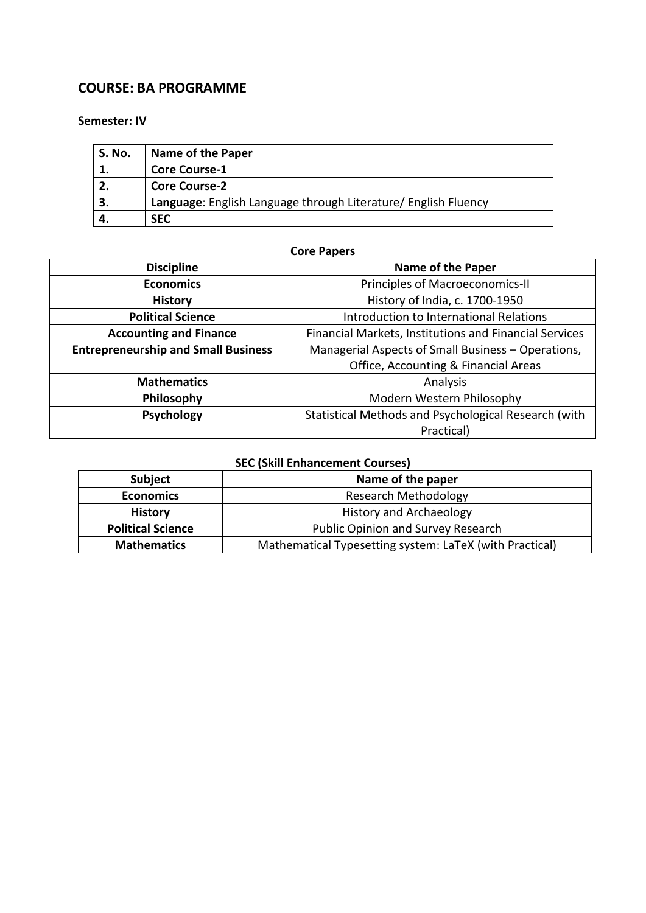## COURSE: BA PROGRAMME

**Semester: IV**

| S. No. | Name of the Paper |
|---|---|
| **1.** | **Core Course-1** |
| **2.** | **Core Course-2** |
| **3.** | **Language**: English Language through Literature/ English Fluency |
| **4.** | **SEC** |

**Core Papers**

| Discipline | Name of the Paper |
|---|---|
| **Economics** | Principles of Macroeconomics-II |
| **History** | History of India, c. 1700-1950 |
| **Political Science** | Introduction to International Relations |
| **Accounting and Finance** | Financial Markets, Institutions and Financial Services |
| **Entrepreneurship and Small Business** | Managerial Aspects of Small Business – Operations, Office, Accounting & Financial Areas |
| **Mathematics** | Analysis |
| **Philosophy** | Modern Western Philosophy |
| **Psychology** | Statistical Methods and Psychological Research (with Practical) |

**SEC (Skill Enhancement Courses)**

| Subject | Name of the paper |
|---|---|
| **Economics** | Research Methodology |
| **History** | History and Archaeology |
| **Political Science** | Public Opinion and Survey Research |
| **Mathematics** | Mathematical Typesetting system: LaTeX (with Practical) |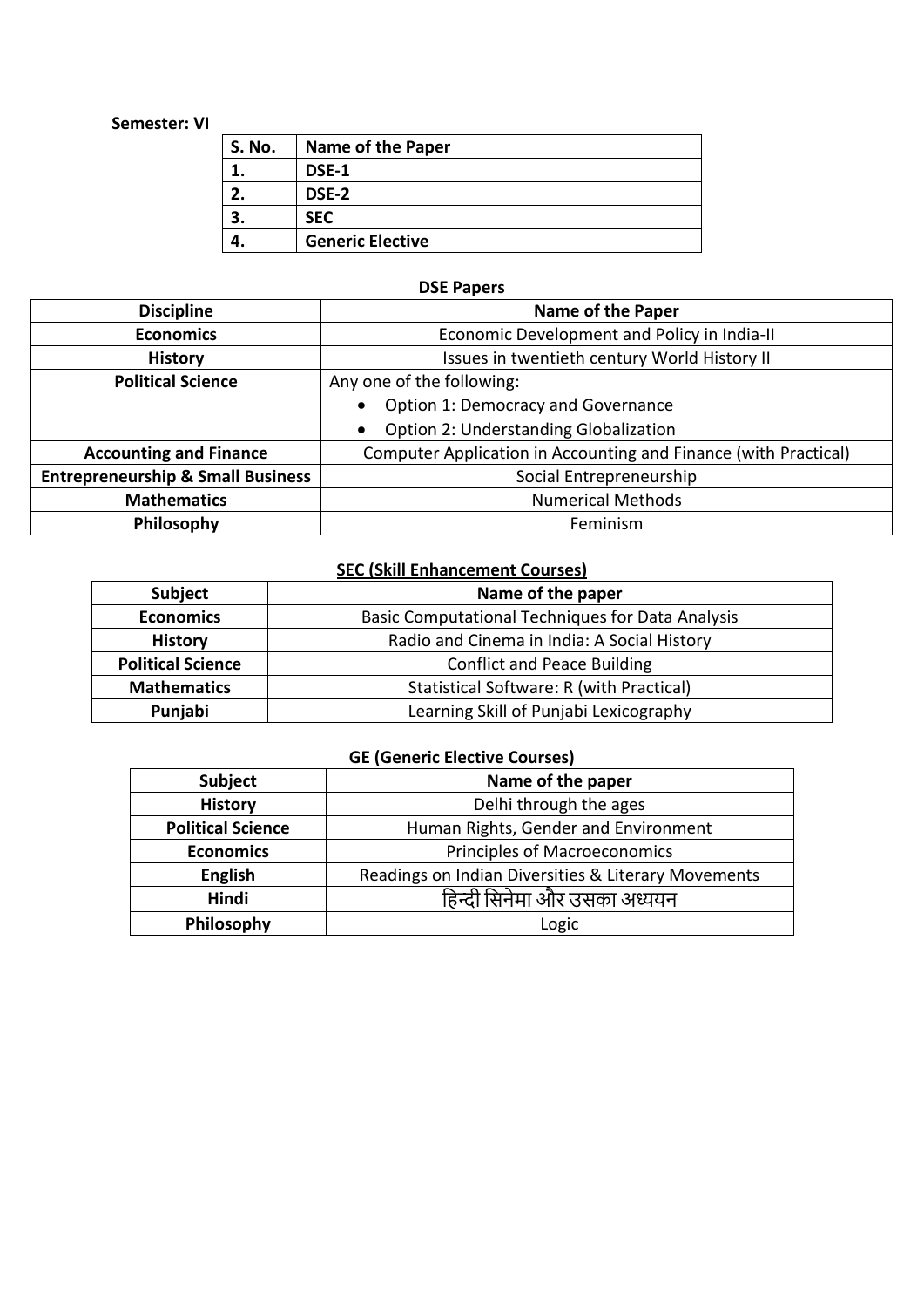**Semester: VI**

| S. No. | Name of the Paper |
|---|---|
| 1. | DSE-1 |
| 2. | DSE-2 |
| 3. | SEC |
| 4. | Generic Elective |

**DSE Papers**

| Discipline | Name of the Paper |
|---|---|
| **Economics** | Economic Development and Policy in India-II |
| **History** | Issues in twentieth century World History II |
| **Political Science** | Any one of the following:<br>• Option 1: Democracy and Governance<br>• Option 2: Understanding Globalization |
| **Accounting and Finance** | Computer Application in Accounting and Finance (with Practical) |
| **Entrepreneurship & Small Business** | Social Entrepreneurship |
| **Mathematics** | Numerical Methods |
| **Philosophy** | Feminism |

**SEC (Skill Enhancement Courses)**

| Subject | Name of the paper |
|---|---|
| **Economics** | Basic Computational Techniques for Data Analysis |
| **History** | Radio and Cinema in India: A Social History |
| **Political Science** | Conflict and Peace Building |
| **Mathematics** | Statistical Software: R (with Practical) |
| **Punjabi** | Learning Skill of Punjabi Lexicography |

**GE (Generic Elective Courses)**

| Subject | Name of the paper |
|---|---|
| **History** | Delhi through the ages |
| **Political Science** | Human Rights, Gender and Environment |
| **Economics** | Principles of Macroeconomics |
| **English** | Readings on Indian Diversities & Literary Movements |
| **Hindi** | हिन्दी सिनेमा और उसका अध्ययन |
| **Philosophy** | Logic |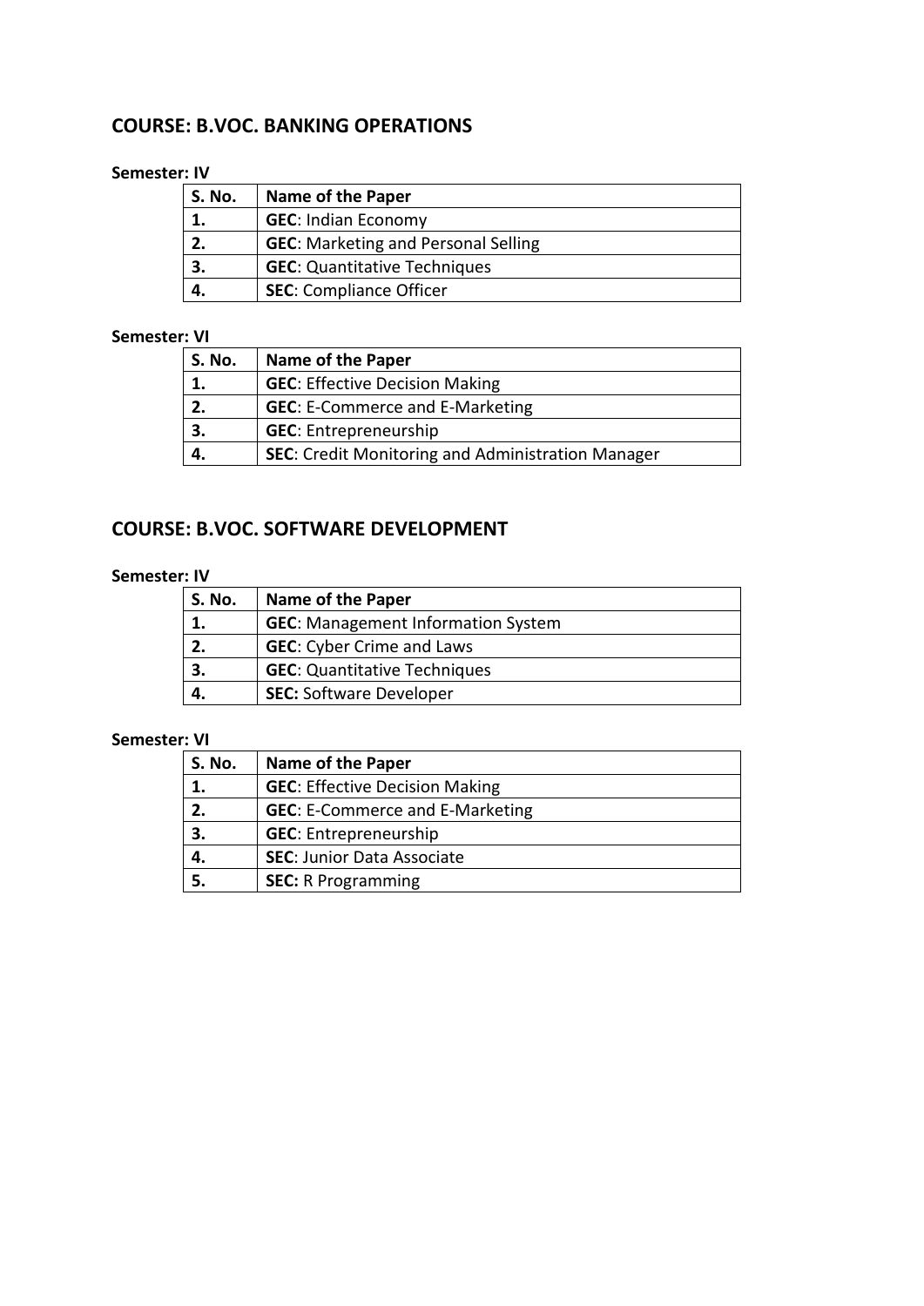## COURSE: B.VOC. BANKING OPERATIONS

**Semester: IV**

| S. No. | Name of the Paper |
|---|---|
| 1. | **GEC**: Indian Economy |
| 2. | **GEC**: Marketing and Personal Selling |
| 3. | **GEC**: Quantitative Techniques |
| 4. | **SEC**: Compliance Officer |

**Semester: VI**

| S. No. | Name of the Paper |
|---|---|
| 1. | **GEC**: Effective Decision Making |
| 2. | **GEC**: E-Commerce and E-Marketing |
| 3. | **GEC**: Entrepreneurship |
| 4. | **SEC**: Credit Monitoring and Administration Manager |

## COURSE: B.VOC. SOFTWARE DEVELOPMENT

**Semester: IV**

| S. No. | Name of the Paper |
|---|---|
| 1. | **GEC**: Management Information System |
| 2. | **GEC**: Cyber Crime and Laws |
| 3. | **GEC**: Quantitative Techniques |
| 4. | **SEC:** Software Developer |

**Semester: VI**

| S. No. | Name of the Paper |
|---|---|
| 1. | **GEC**: Effective Decision Making |
| 2. | **GEC**: E-Commerce and E-Marketing |
| 3. | **GEC**: Entrepreneurship |
| 4. | **SEC**: Junior Data Associate |
| 5. | **SEC:** R Programming |